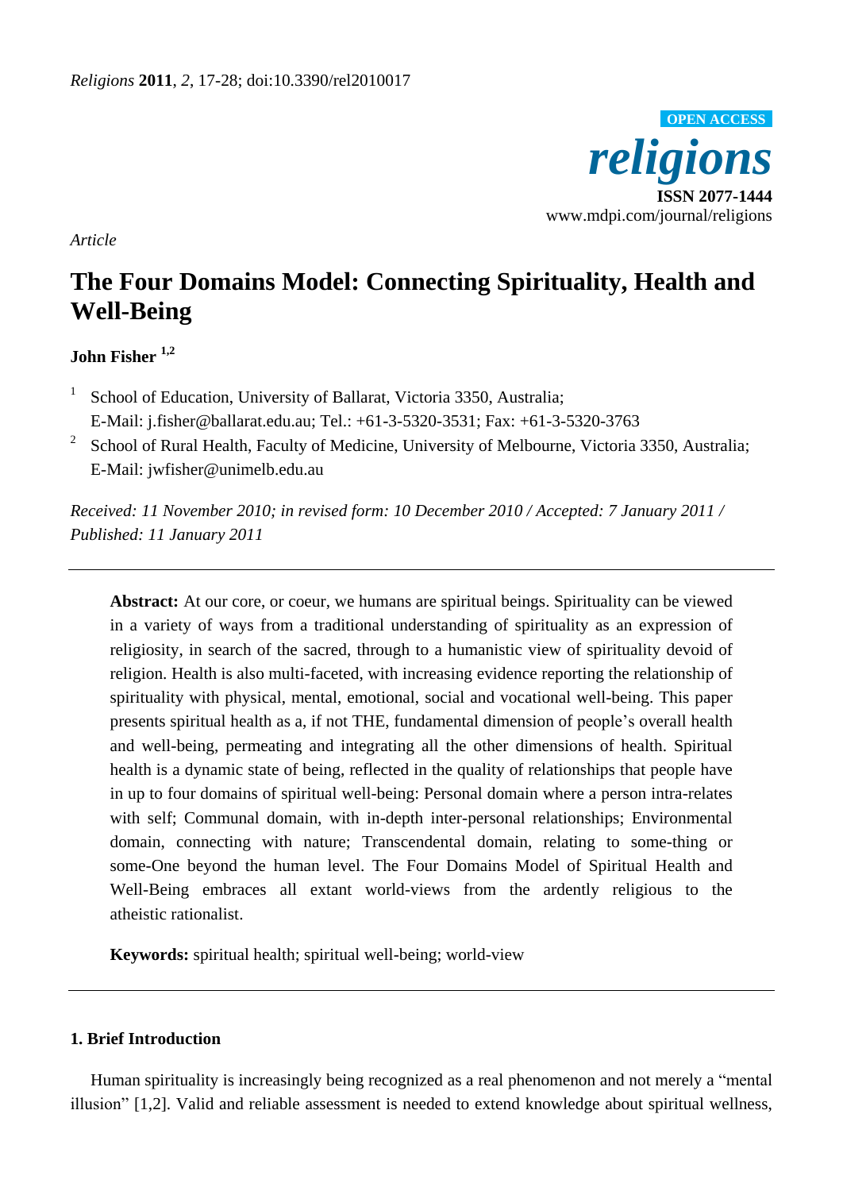*Religions* **2011**, *2*, 17-28; doi:10.3390/rel2010017

OPEN ACCESS

***religions***

**ISSN 2077-1444**

www.mdpi.com/journal/religions

*Article*

# The Four Domains Model: Connecting Spirituality, Health and Well-Being

**John Fisher** [1,2]

[1] School of Education, University of Ballarat, Victoria 3350, Australia; E-Mail: j.fisher@ballarat.edu.au; Tel.: +61-3-5320-3531; Fax: +61-3-5320-3763

[2] School of Rural Health, Faculty of Medicine, University of Melbourne, Victoria 3350, Australia; E-Mail: jwfisher@unimelb.edu.au

*Received: 11 November 2010; in revised form: 10 December 2010 / Accepted: 7 January 2011 / Published: 11 January 2011*

---

**Abstract:** At our core, or coeur, we humans are spiritual beings. Spirituality can be viewed in a variety of ways from a traditional understanding of spirituality as an expression of religiosity, in search of the sacred, through to a humanistic view of spirituality devoid of religion. Health is also multi-faceted, with increasing evidence reporting the relationship of spirituality with physical, mental, emotional, social and vocational well-being. This paper presents spiritual health as a, if not THE, fundamental dimension of people's overall health and well-being, permeating and integrating all the other dimensions of health. Spiritual health is a dynamic state of being, reflected in the quality of relationships that people have in up to four domains of spiritual well-being: Personal domain where a person intra-relates with self; Communal domain, with in-depth inter-personal relationships; Environmental domain, connecting with nature; Transcendental domain, relating to some-thing or some-One beyond the human level. The Four Domains Model of Spiritual Health and Well-Being embraces all extant world-views from the ardently religious to the atheistic rationalist.

**Keywords:** spiritual health; spiritual well-being; world-view

---

## 1. Brief Introduction

Human spirituality is increasingly being recognized as a real phenomenon and not merely a "mental illusion" [1,2]. Valid and reliable assessment is needed to extend knowledge about spiritual wellness,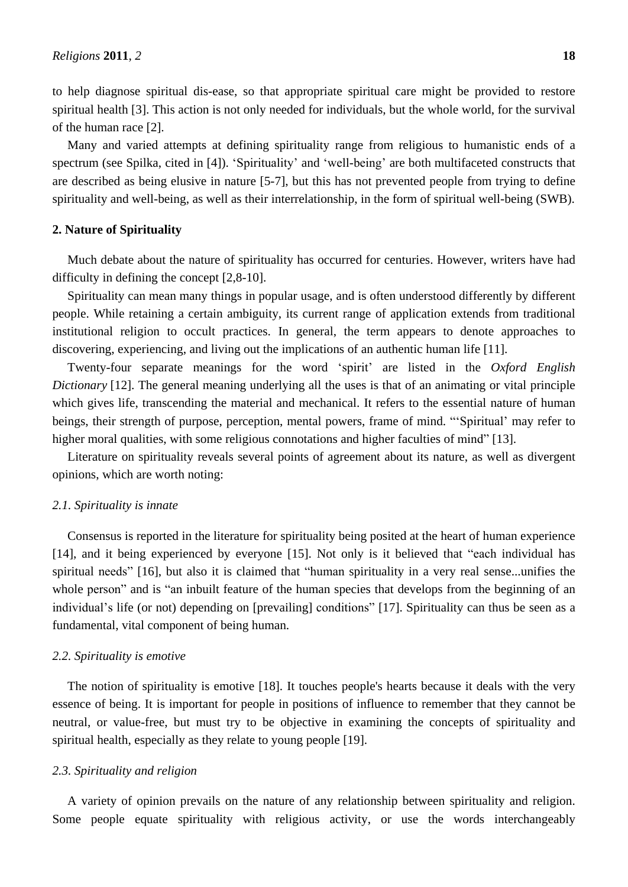to help diagnose spiritual dis-ease, so that appropriate spiritual care might be provided to restore spiritual health [3]. This action is not only needed for individuals, but the whole world, for the survival of the human race [2].

Many and varied attempts at defining spirituality range from religious to humanistic ends of a spectrum (see Spilka, cited in [4]). 'Spirituality' and 'well-being' are both multifaceted constructs that are described as being elusive in nature [5-7], but this has not prevented people from trying to define spirituality and well-being, as well as their interrelationship, in the form of spiritual well-being (SWB).

## 2. Nature of Spirituality

Much debate about the nature of spirituality has occurred for centuries. However, writers have had difficulty in defining the concept [2,8-10].

Spirituality can mean many things in popular usage, and is often understood differently by different people. While retaining a certain ambiguity, its current range of application extends from traditional institutional religion to occult practices. In general, the term appears to denote approaches to discovering, experiencing, and living out the implications of an authentic human life [11].

Twenty-four separate meanings for the word 'spirit' are listed in the *Oxford English Dictionary* [12]. The general meaning underlying all the uses is that of an animating or vital principle which gives life, transcending the material and mechanical. It refers to the essential nature of human beings, their strength of purpose, perception, mental powers, frame of mind. "'Spiritual' may refer to higher moral qualities, with some religious connotations and higher faculties of mind" [13].

Literature on spirituality reveals several points of agreement about its nature, as well as divergent opinions, which are worth noting:

### *2.1. Spirituality is innate*

Consensus is reported in the literature for spirituality being posited at the heart of human experience [14], and it being experienced by everyone [15]. Not only is it believed that "each individual has spiritual needs" [16], but also it is claimed that "human spirituality in a very real sense...unifies the whole person" and is "an inbuilt feature of the human species that develops from the beginning of an individual's life (or not) depending on [prevailing] conditions" [17]. Spirituality can thus be seen as a fundamental, vital component of being human.

### *2.2. Spirituality is emotive*

The notion of spirituality is emotive [18]. It touches people's hearts because it deals with the very essence of being. It is important for people in positions of influence to remember that they cannot be neutral, or value-free, but must try to be objective in examining the concepts of spirituality and spiritual health, especially as they relate to young people [19].

### *2.3. Spirituality and religion*

A variety of opinion prevails on the nature of any relationship between spirituality and religion. Some people equate spirituality with religious activity, or use the words interchangeably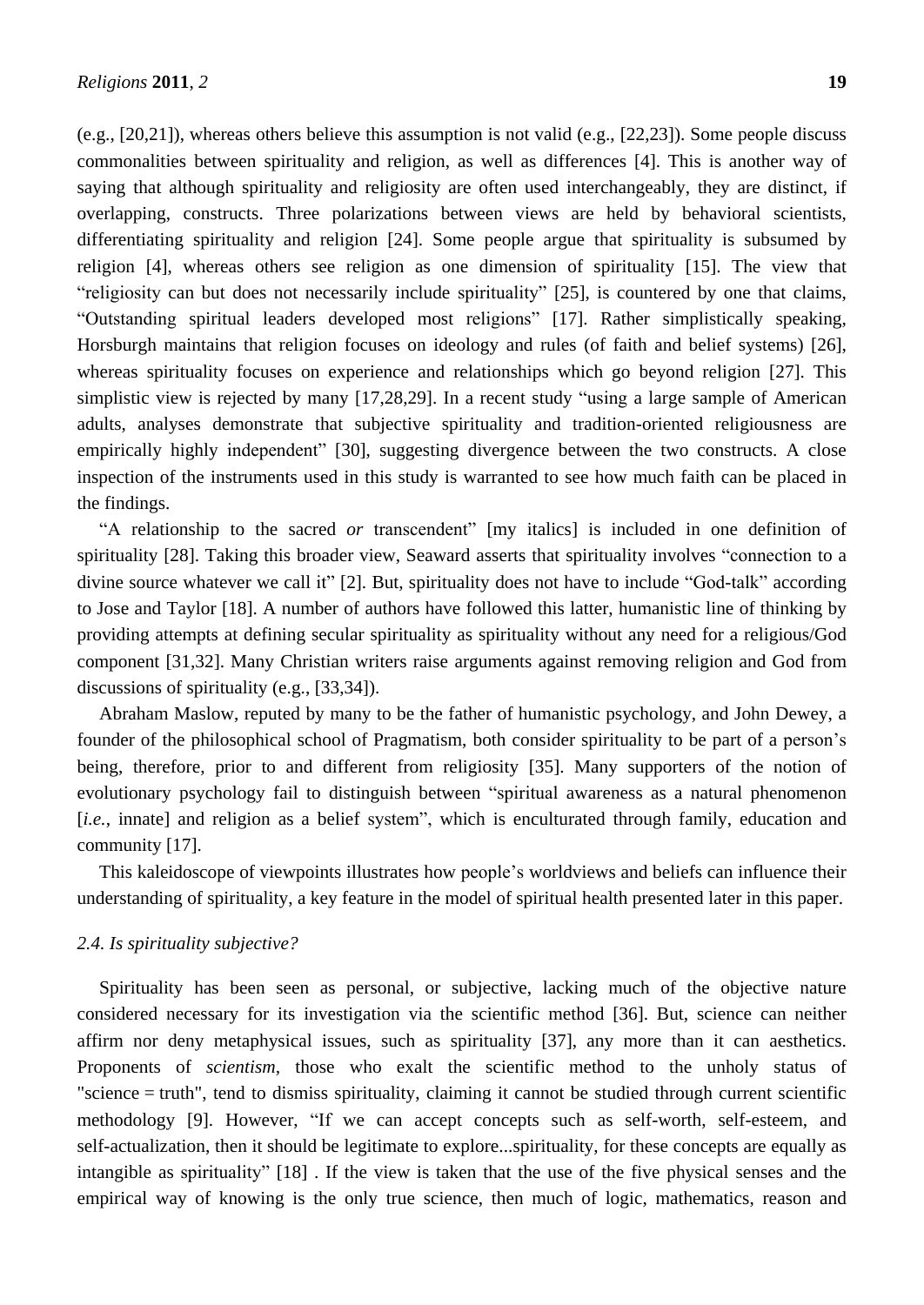(e.g., [20,21]), whereas others believe this assumption is not valid (e.g., [22,23]). Some people discuss commonalities between spirituality and religion, as well as differences [4]. This is another way of saying that although spirituality and religiosity are often used interchangeably, they are distinct, if overlapping, constructs. Three polarizations between views are held by behavioral scientists, differentiating spirituality and religion [24]. Some people argue that spirituality is subsumed by religion [4], whereas others see religion as one dimension of spirituality [15]. The view that "religiosity can but does not necessarily include spirituality" [25], is countered by one that claims, "Outstanding spiritual leaders developed most religions" [17]. Rather simplistically speaking, Horsburgh maintains that religion focuses on ideology and rules (of faith and belief systems) [26], whereas spirituality focuses on experience and relationships which go beyond religion [27]. This simplistic view is rejected by many [17,28,29]. In a recent study "using a large sample of American adults, analyses demonstrate that subjective spirituality and tradition-oriented religiousness are empirically highly independent" [30], suggesting divergence between the two constructs. A close inspection of the instruments used in this study is warranted to see how much faith can be placed in the findings.

"A relationship to the sacred *or* transcendent" [my italics] is included in one definition of spirituality [28]. Taking this broader view, Seaward asserts that spirituality involves "connection to a divine source whatever we call it" [2]. But, spirituality does not have to include "God-talk" according to Jose and Taylor [18]. A number of authors have followed this latter, humanistic line of thinking by providing attempts at defining secular spirituality as spirituality without any need for a religious/God component [31,32]. Many Christian writers raise arguments against removing religion and God from discussions of spirituality (e.g., [33,34]).

Abraham Maslow, reputed by many to be the father of humanistic psychology, and John Dewey, a founder of the philosophical school of Pragmatism, both consider spirituality to be part of a person's being, therefore, prior to and different from religiosity [35]. Many supporters of the notion of evolutionary psychology fail to distinguish between "spiritual awareness as a natural phenomenon [*i.e.*, innate] and religion as a belief system", which is enculturated through family, education and community [17].

This kaleidoscope of viewpoints illustrates how people's worldviews and beliefs can influence their understanding of spirituality, a key feature in the model of spiritual health presented later in this paper.

### *2.4. Is spirituality subjective?*

Spirituality has been seen as personal, or subjective, lacking much of the objective nature considered necessary for its investigation via the scientific method [36]. But, science can neither affirm nor deny metaphysical issues, such as spirituality [37], any more than it can aesthetics. Proponents of *scientism*, those who exalt the scientific method to the unholy status of "science = truth", tend to dismiss spirituality, claiming it cannot be studied through current scientific methodology [9]. However, "If we can accept concepts such as self-worth, self-esteem, and self-actualization, then it should be legitimate to explore...spirituality, for these concepts are equally as intangible as spirituality" [18] . If the view is taken that the use of the five physical senses and the empirical way of knowing is the only true science, then much of logic, mathematics, reason and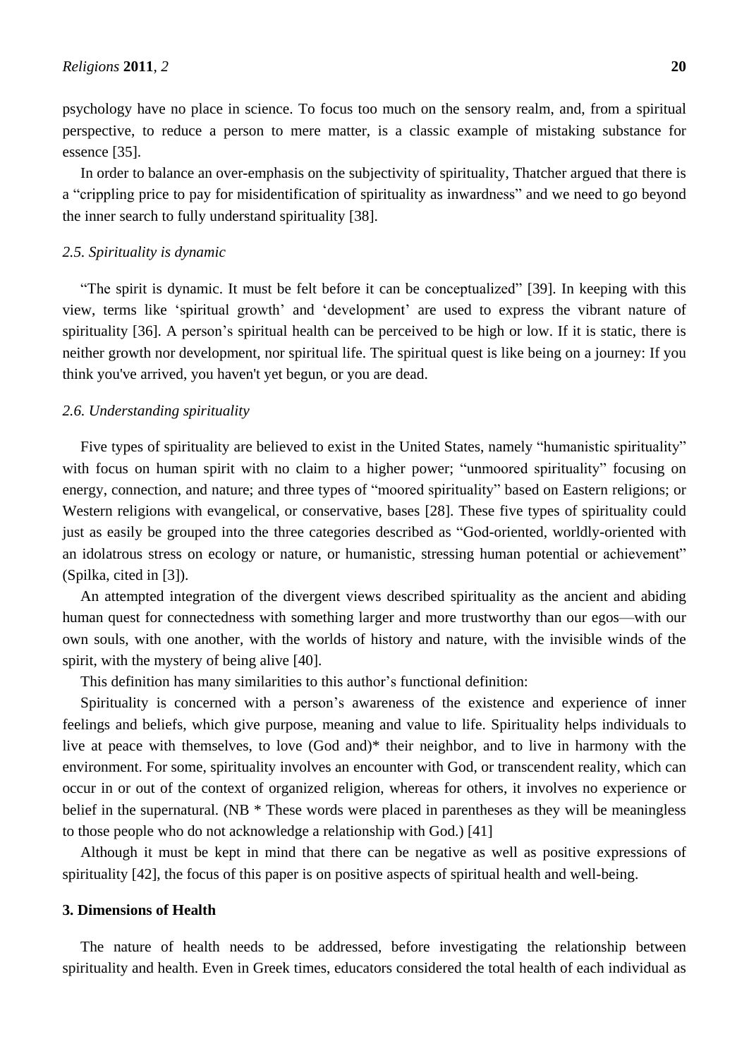psychology have no place in science. To focus too much on the sensory realm, and, from a spiritual perspective, to reduce a person to mere matter, is a classic example of mistaking substance for essence [35].

In order to balance an over-emphasis on the subjectivity of spirituality, Thatcher argued that there is a "crippling price to pay for misidentification of spirituality as inwardness" and we need to go beyond the inner search to fully understand spirituality [38].

### *2.5. Spirituality is dynamic*

"The spirit is dynamic. It must be felt before it can be conceptualized" [39]. In keeping with this view, terms like 'spiritual growth' and 'development' are used to express the vibrant nature of spirituality [36]. A person's spiritual health can be perceived to be high or low. If it is static, there is neither growth nor development, nor spiritual life. The spiritual quest is like being on a journey: If you think you've arrived, you haven't yet begun, or you are dead.

### *2.6. Understanding spirituality*

Five types of spirituality are believed to exist in the United States, namely "humanistic spirituality" with focus on human spirit with no claim to a higher power; "unmoored spirituality" focusing on energy, connection, and nature; and three types of "moored spirituality" based on Eastern religions; or Western religions with evangelical, or conservative, bases [28]. These five types of spirituality could just as easily be grouped into the three categories described as "God-oriented, worldly-oriented with an idolatrous stress on ecology or nature, or humanistic, stressing human potential or achievement" (Spilka, cited in [3]).

An attempted integration of the divergent views described spirituality as the ancient and abiding human quest for connectedness with something larger and more trustworthy than our egos—with our own souls, with one another, with the worlds of history and nature, with the invisible winds of the spirit, with the mystery of being alive [40].

This definition has many similarities to this author's functional definition:

Spirituality is concerned with a person's awareness of the existence and experience of inner feelings and beliefs, which give purpose, meaning and value to life. Spirituality helps individuals to live at peace with themselves, to love (God and)* their neighbor, and to live in harmony with the environment. For some, spirituality involves an encounter with God, or transcendent reality, which can occur in or out of the context of organized religion, whereas for others, it involves no experience or belief in the supernatural. (NB * These words were placed in parentheses as they will be meaningless to those people who do not acknowledge a relationship with God.) [41]

Although it must be kept in mind that there can be negative as well as positive expressions of spirituality [42], the focus of this paper is on positive aspects of spiritual health and well-being.

## 3. Dimensions of Health

The nature of health needs to be addressed, before investigating the relationship between spirituality and health. Even in Greek times, educators considered the total health of each individual as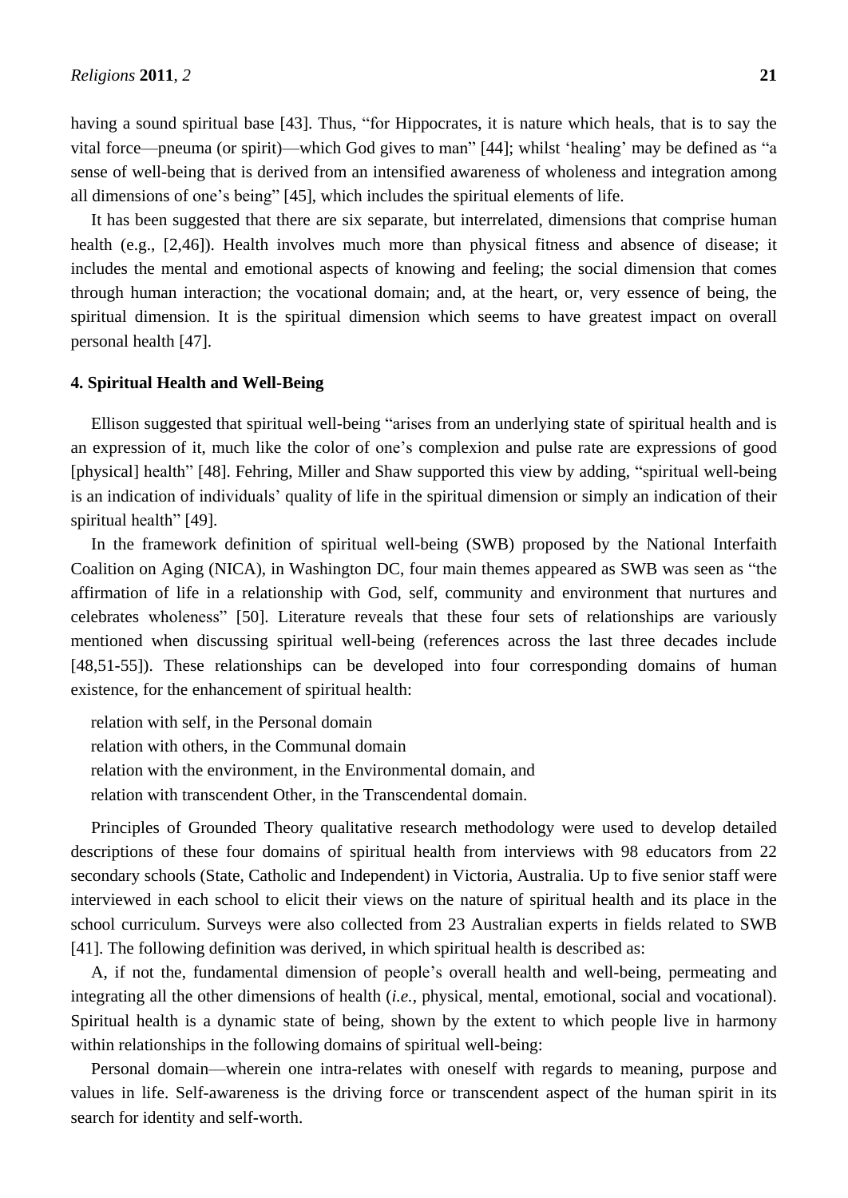having a sound spiritual base [43]. Thus, "for Hippocrates, it is nature which heals, that is to say the vital force—pneuma (or spirit)—which God gives to man" [44]; whilst 'healing' may be defined as "a sense of well-being that is derived from an intensified awareness of wholeness and integration among all dimensions of one's being" [45], which includes the spiritual elements of life.

It has been suggested that there are six separate, but interrelated, dimensions that comprise human health (e.g., [2,46]). Health involves much more than physical fitness and absence of disease; it includes the mental and emotional aspects of knowing and feeling; the social dimension that comes through human interaction; the vocational domain; and, at the heart, or, very essence of being, the spiritual dimension. It is the spiritual dimension which seems to have greatest impact on overall personal health [47].

## 4. Spiritual Health and Well-Being

Ellison suggested that spiritual well-being "arises from an underlying state of spiritual health and is an expression of it, much like the color of one's complexion and pulse rate are expressions of good [physical] health" [48]. Fehring, Miller and Shaw supported this view by adding, "spiritual well-being is an indication of individuals' quality of life in the spiritual dimension or simply an indication of their spiritual health" [49].

In the framework definition of spiritual well-being (SWB) proposed by the National Interfaith Coalition on Aging (NICA), in Washington DC, four main themes appeared as SWB was seen as "the affirmation of life in a relationship with God, self, community and environment that nurtures and celebrates wholeness" [50]. Literature reveals that these four sets of relationships are variously mentioned when discussing spiritual well-being (references across the last three decades include [48,51-55]). These relationships can be developed into four corresponding domains of human existence, for the enhancement of spiritual health:

relation with self, in the Personal domain
relation with others, in the Communal domain
relation with the environment, in the Environmental domain, and
relation with transcendent Other, in the Transcendental domain.

Principles of Grounded Theory qualitative research methodology were used to develop detailed descriptions of these four domains of spiritual health from interviews with 98 educators from 22 secondary schools (State, Catholic and Independent) in Victoria, Australia. Up to five senior staff were interviewed in each school to elicit their views on the nature of spiritual health and its place in the school curriculum. Surveys were also collected from 23 Australian experts in fields related to SWB [41]. The following definition was derived, in which spiritual health is described as:

A, if not the, fundamental dimension of people's overall health and well-being, permeating and integrating all the other dimensions of health (*i.e.*, physical, mental, emotional, social and vocational). Spiritual health is a dynamic state of being, shown by the extent to which people live in harmony within relationships in the following domains of spiritual well-being:

Personal domain—wherein one intra-relates with oneself with regards to meaning, purpose and values in life. Self-awareness is the driving force or transcendent aspect of the human spirit in its search for identity and self-worth.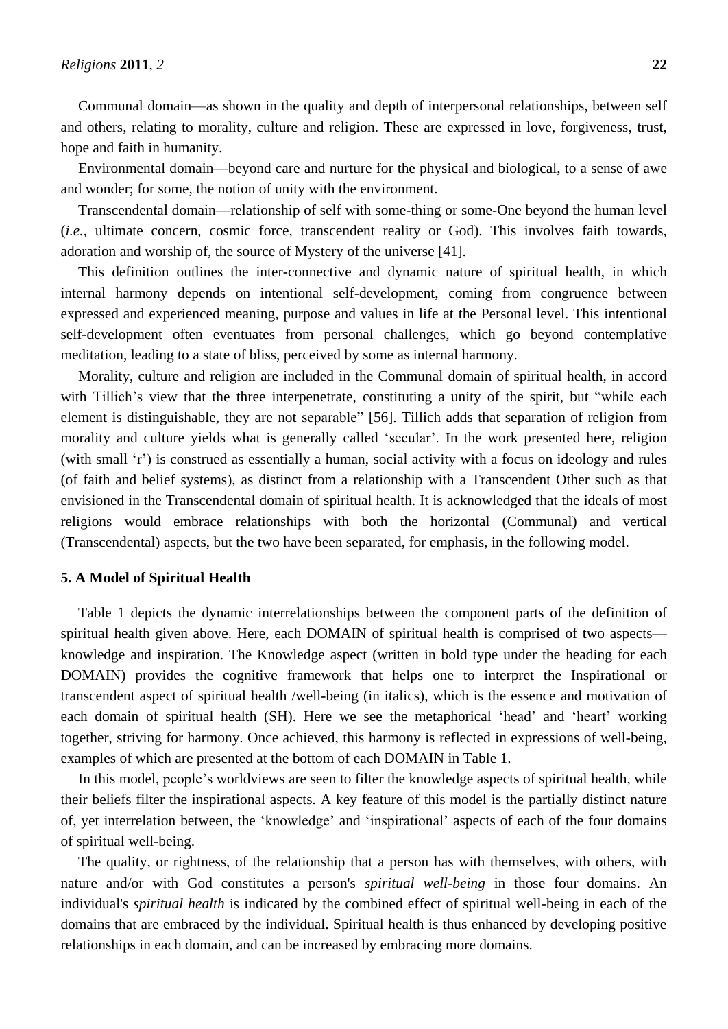Communal domain—as shown in the quality and depth of interpersonal relationships, between self and others, relating to morality, culture and religion. These are expressed in love, forgiveness, trust, hope and faith in humanity.

Environmental domain—beyond care and nurture for the physical and biological, to a sense of awe and wonder; for some, the notion of unity with the environment.

Transcendental domain—relationship of self with some-thing or some-One beyond the human level (*i.e.*, ultimate concern, cosmic force, transcendent reality or God). This involves faith towards, adoration and worship of, the source of Mystery of the universe [41].

This definition outlines the inter-connective and dynamic nature of spiritual health, in which internal harmony depends on intentional self-development, coming from congruence between expressed and experienced meaning, purpose and values in life at the Personal level. This intentional self-development often eventuates from personal challenges, which go beyond contemplative meditation, leading to a state of bliss, perceived by some as internal harmony.

Morality, culture and religion are included in the Communal domain of spiritual health, in accord with Tillich's view that the three interpenetrate, constituting a unity of the spirit, but "while each element is distinguishable, they are not separable" [56]. Tillich adds that separation of religion from morality and culture yields what is generally called 'secular'. In the work presented here, religion (with small 'r') is construed as essentially a human, social activity with a focus on ideology and rules (of faith and belief systems), as distinct from a relationship with a Transcendent Other such as that envisioned in the Transcendental domain of spiritual health. It is acknowledged that the ideals of most religions would embrace relationships with both the horizontal (Communal) and vertical (Transcendental) aspects, but the two have been separated, for emphasis, in the following model.

## 5. A Model of Spiritual Health

Table 1 depicts the dynamic interrelationships between the component parts of the definition of spiritual health given above. Here, each DOMAIN of spiritual health is comprised of two aspects—knowledge and inspiration. The Knowledge aspect (written in bold type under the heading for each DOMAIN) provides the cognitive framework that helps one to interpret the Inspirational or transcendent aspect of spiritual health /well-being (in italics), which is the essence and motivation of each domain of spiritual health (SH). Here we see the metaphorical 'head' and 'heart' working together, striving for harmony. Once achieved, this harmony is reflected in expressions of well-being, examples of which are presented at the bottom of each DOMAIN in Table 1.

In this model, people's worldviews are seen to filter the knowledge aspects of spiritual health, while their beliefs filter the inspirational aspects. A key feature of this model is the partially distinct nature of, yet interrelation between, the 'knowledge' and 'inspirational' aspects of each of the four domains of spiritual well-being.

The quality, or rightness, of the relationship that a person has with themselves, with others, with nature and/or with God constitutes a person's *spiritual well-being* in those four domains. An individual's *spiritual health* is indicated by the combined effect of spiritual well-being in each of the domains that are embraced by the individual. Spiritual health is thus enhanced by developing positive relationships in each domain, and can be increased by embracing more domains.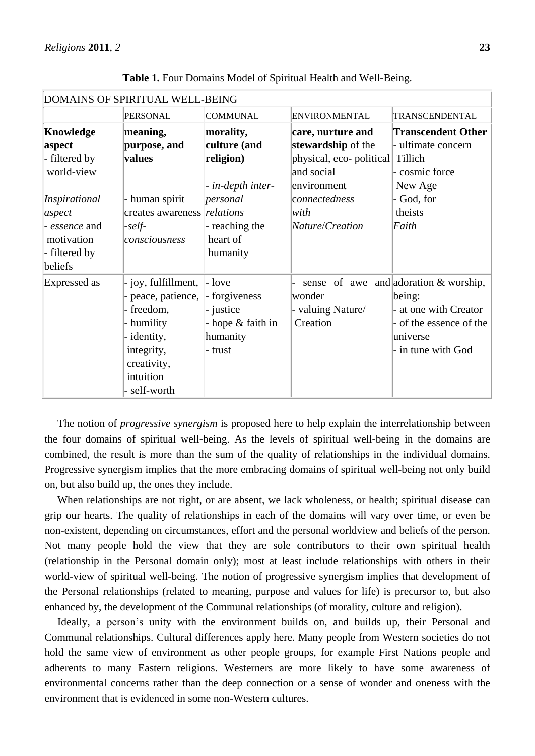**Table 1.** Four Domains Model of Spiritual Health and Well-Being.

| DOMAINS OF SPIRITUAL WELL-BEING | | | | |
|---|---|---|---|---|
| | PERSONAL | COMMUNAL | ENVIRONMENTAL | TRANSCENDENTAL |
| **Knowledge aspect** - filtered by world-view<br><br>*Inspirational aspect* - *essence* and motivation - filtered by beliefs | **meaning, purpose, and values**<br><br>- human spirit creates awareness *-self-consciousness* | **morality, culture (and religion)**<br><br>- *in-depth inter-personal relations* - reaching the heart of humanity | **care, nurture and stewardship** of the physical, eco- political and social environment *connectedness with Nature/Creation* | **Transcendent Other** - ultimate concern Tillich - cosmic force New Age - God, for theists *Faith* |
| Expressed as | - joy, fulfillment, - peace, patience, - freedom, - humility - identity, integrity, creativity, intuition - self-worth | - love - forgiveness - justice - hope & faith in humanity - trust | - sense of awe and wonder - valuing Nature/ Creation | adoration & worship, being: - at one with Creator - of the essence of the universe - in tune with God |

The notion of *progressive synergism* is proposed here to help explain the interrelationship between the four domains of spiritual well-being. As the levels of spiritual well-being in the domains are combined, the result is more than the sum of the quality of relationships in the individual domains. Progressive synergism implies that the more embracing domains of spiritual well-being not only build on, but also build up, the ones they include.

When relationships are not right, or are absent, we lack wholeness, or health; spiritual disease can grip our hearts. The quality of relationships in each of the domains will vary over time, or even be non-existent, depending on circumstances, effort and the personal worldview and beliefs of the person. Not many people hold the view that they are sole contributors to their own spiritual health (relationship in the Personal domain only); most at least include relationships with others in their world-view of spiritual well-being. The notion of progressive synergism implies that development of the Personal relationships (related to meaning, purpose and values for life) is precursor to, but also enhanced by, the development of the Communal relationships (of morality, culture and religion).

Ideally, a person's unity with the environment builds on, and builds up, their Personal and Communal relationships. Cultural differences apply here. Many people from Western societies do not hold the same view of environment as other people groups, for example First Nations people and adherents to many Eastern religions. Westerners are more likely to have some awareness of environmental concerns rather than the deep connection or a sense of wonder and oneness with the environment that is evidenced in some non-Western cultures.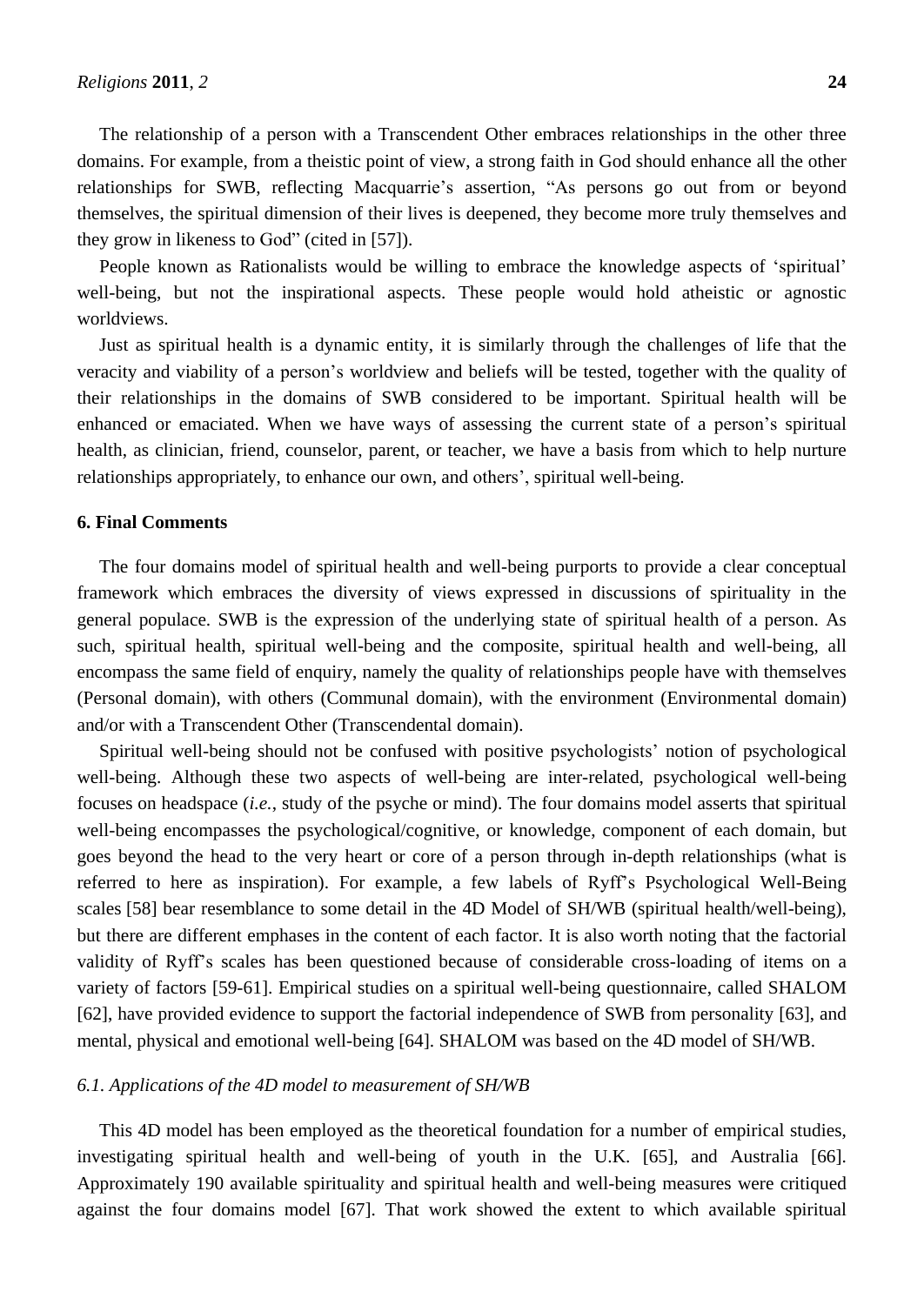The relationship of a person with a Transcendent Other embraces relationships in the other three domains. For example, from a theistic point of view, a strong faith in God should enhance all the other relationships for SWB, reflecting Macquarrie's assertion, "As persons go out from or beyond themselves, the spiritual dimension of their lives is deepened, they become more truly themselves and they grow in likeness to God" (cited in [57]).

People known as Rationalists would be willing to embrace the knowledge aspects of 'spiritual' well-being, but not the inspirational aspects. These people would hold atheistic or agnostic worldviews.

Just as spiritual health is a dynamic entity, it is similarly through the challenges of life that the veracity and viability of a person's worldview and beliefs will be tested, together with the quality of their relationships in the domains of SWB considered to be important. Spiritual health will be enhanced or emaciated. When we have ways of assessing the current state of a person's spiritual health, as clinician, friend, counselor, parent, or teacher, we have a basis from which to help nurture relationships appropriately, to enhance our own, and others', spiritual well-being.

## 6. Final Comments

The four domains model of spiritual health and well-being purports to provide a clear conceptual framework which embraces the diversity of views expressed in discussions of spirituality in the general populace. SWB is the expression of the underlying state of spiritual health of a person. As such, spiritual health, spiritual well-being and the composite, spiritual health and well-being, all encompass the same field of enquiry, namely the quality of relationships people have with themselves (Personal domain), with others (Communal domain), with the environment (Environmental domain) and/or with a Transcendent Other (Transcendental domain).

Spiritual well-being should not be confused with positive psychologists' notion of psychological well-being. Although these two aspects of well-being are inter-related, psychological well-being focuses on headspace (*i.e.*, study of the psyche or mind). The four domains model asserts that spiritual well-being encompasses the psychological/cognitive, or knowledge, component of each domain, but goes beyond the head to the very heart or core of a person through in-depth relationships (what is referred to here as inspiration). For example, a few labels of Ryff's Psychological Well-Being scales [58] bear resemblance to some detail in the 4D Model of SH/WB (spiritual health/well-being), but there are different emphases in the content of each factor. It is also worth noting that the factorial validity of Ryff's scales has been questioned because of considerable cross-loading of items on a variety of factors [59-61]. Empirical studies on a spiritual well-being questionnaire, called SHALOM [62], have provided evidence to support the factorial independence of SWB from personality [63], and mental, physical and emotional well-being [64]. SHALOM was based on the 4D model of SH/WB.

### *6.1. Applications of the 4D model to measurement of SH/WB*

This 4D model has been employed as the theoretical foundation for a number of empirical studies, investigating spiritual health and well-being of youth in the U.K. [65], and Australia [66]. Approximately 190 available spirituality and spiritual health and well-being measures were critiqued against the four domains model [67]. That work showed the extent to which available spiritual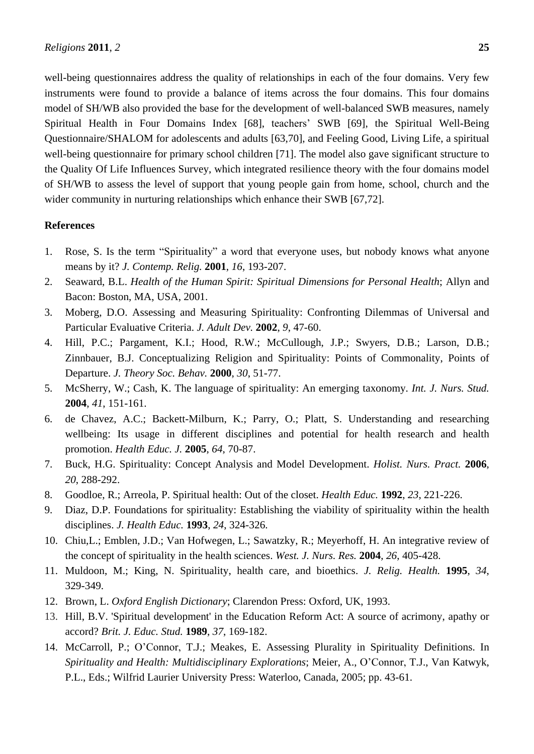well-being questionnaires address the quality of relationships in each of the four domains. Very few instruments were found to provide a balance of items across the four domains. This four domains model of SH/WB also provided the base for the development of well-balanced SWB measures, namely Spiritual Health in Four Domains Index [68], teachers' SWB [69], the Spiritual Well-Being Questionnaire/SHALOM for adolescents and adults [63,70], and Feeling Good, Living Life, a spiritual well-being questionnaire for primary school children [71]. The model also gave significant structure to the Quality Of Life Influences Survey, which integrated resilience theory with the four domains model of SH/WB to assess the level of support that young people gain from home, school, church and the wider community in nurturing relationships which enhance their SWB [67,72].

## References

1. Rose, S. Is the term "Spirituality" a word that everyone uses, but nobody knows what anyone means by it? *J. Contemp. Relig.* **2001**, *16*, 193-207.
2. Seaward, B.L. *Health of the Human Spirit: Spiritual Dimensions for Personal Health*; Allyn and Bacon: Boston, MA, USA, 2001.
3. Moberg, D.O. Assessing and Measuring Spirituality: Confronting Dilemmas of Universal and Particular Evaluative Criteria. *J. Adult Dev.* **2002**, *9*, 47-60.
4. Hill, P.C.; Pargament, K.I.; Hood, R.W.; McCullough, J.P.; Swyers, D.B.; Larson, D.B.; Zinnbauer, B.J. Conceptualizing Religion and Spirituality: Points of Commonality, Points of Departure. *J. Theory Soc. Behav.* **2000**, *30*, 51-77.
5. McSherry, W.; Cash, K. The language of spirituality: An emerging taxonomy. *Int. J. Nurs. Stud.* **2004**, *41*, 151-161.
6. de Chavez, A.C.; Backett-Milburn, K.; Parry, O.; Platt, S. Understanding and researching wellbeing: Its usage in different disciplines and potential for health research and health promotion. *Health Educ. J.* **2005**, *64*, 70-87.
7. Buck, H.G. Spirituality: Concept Analysis and Model Development. *Holist. Nurs. Pract.* **2006**, *20*, 288-292.
8. Goodloe, R.; Arreola, P. Spiritual health: Out of the closet. *Health Educ.* **1992**, *23*, 221-226.
9. Diaz, D.P. Foundations for spirituality: Establishing the viability of spirituality within the health disciplines. *J. Health Educ.* **1993**, *24*, 324-326.
10. Chiu,L.; Emblen, J.D.; Van Hofwegen, L.; Sawatzky, R.; Meyerhoff, H. An integrative review of the concept of spirituality in the health sciences. *West. J. Nurs. Res.* **2004**, *26*, 405-428.
11. Muldoon, M.; King, N. Spirituality, health care, and bioethics. *J. Relig. Health.* **1995**, *34*, 329-349.
12. Brown, L. *Oxford English Dictionary*; Clarendon Press: Oxford, UK, 1993.
13. Hill, B.V. 'Spiritual development' in the Education Reform Act: A source of acrimony, apathy or accord? *Brit. J. Educ. Stud.* **1989**, *37*, 169-182.
14. McCarroll, P.; O'Connor, T.J.; Meakes, E. Assessing Plurality in Spirituality Definitions. In *Spirituality and Health: Multidisciplinary Explorations*; Meier, A., O'Connor, T.J., Van Katwyk, P.L., Eds.; Wilfrid Laurier University Press: Waterloo, Canada, 2005; pp. 43-61.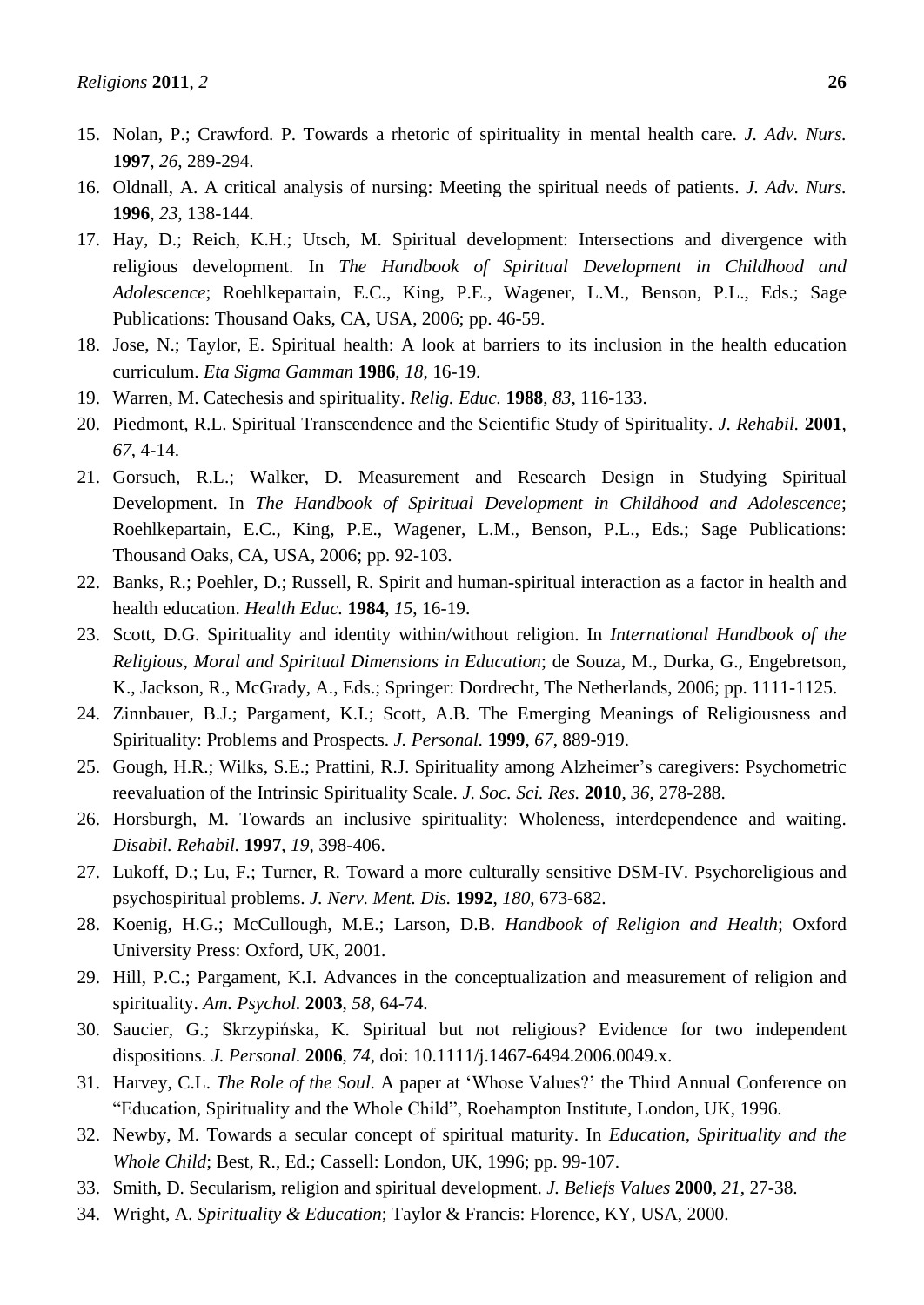15. Nolan, P.; Crawford. P. Towards a rhetoric of spirituality in mental health care. *J. Adv. Nurs.* **1997**, *26*, 289-294.
16. Oldnall, A. A critical analysis of nursing: Meeting the spiritual needs of patients. *J. Adv. Nurs.* **1996**, *23*, 138-144.
17. Hay, D.; Reich, K.H.; Utsch, M. Spiritual development: Intersections and divergence with religious development. In *The Handbook of Spiritual Development in Childhood and Adolescence*; Roehlkepartain, E.C., King, P.E., Wagener, L.M., Benson, P.L., Eds.; Sage Publications: Thousand Oaks, CA, USA, 2006; pp. 46-59.
18. Jose, N.; Taylor, E. Spiritual health: A look at barriers to its inclusion in the health education curriculum. *Eta Sigma Gamman* **1986**, *18*, 16-19.
19. Warren, M. Catechesis and spirituality. *Relig. Educ.* **1988**, *83*, 116-133.
20. Piedmont, R.L. Spiritual Transcendence and the Scientific Study of Spirituality. *J. Rehabil.* **2001**, *67*, 4-14.
21. Gorsuch, R.L.; Walker, D. Measurement and Research Design in Studying Spiritual Development. In *The Handbook of Spiritual Development in Childhood and Adolescence*; Roehlkepartain, E.C., King, P.E., Wagener, L.M., Benson, P.L., Eds.; Sage Publications: Thousand Oaks, CA, USA, 2006; pp. 92-103.
22. Banks, R.; Poehler, D.; Russell, R. Spirit and human-spiritual interaction as a factor in health and health education. *Health Educ.* **1984**, *15*, 16-19.
23. Scott, D.G. Spirituality and identity within/without religion. In *International Handbook of the Religious, Moral and Spiritual Dimensions in Education*; de Souza, M., Durka, G., Engebretson, K., Jackson, R., McGrady, A., Eds.; Springer: Dordrecht, The Netherlands, 2006; pp. 1111-1125.
24. Zinnbauer, B.J.; Pargament, K.I.; Scott, A.B. The Emerging Meanings of Religiousness and Spirituality: Problems and Prospects. *J. Personal.* **1999**, *67*, 889-919.
25. Gough, H.R.; Wilks, S.E.; Prattini, R.J. Spirituality among Alzheimer's caregivers: Psychometric reevaluation of the Intrinsic Spirituality Scale. *J. Soc. Sci. Res.* **2010**, *36*, 278-288.
26. Horsburgh, M. Towards an inclusive spirituality: Wholeness, interdependence and waiting. *Disabil. Rehabil.* **1997**, *19*, 398-406.
27. Lukoff, D.; Lu, F.; Turner, R. Toward a more culturally sensitive DSM-IV. Psychoreligious and psychospiritual problems. *J. Nerv. Ment. Dis.* **1992**, *180*, 673-682.
28. Koenig, H.G.; McCullough, M.E.; Larson, D.B. *Handbook of Religion and Health*; Oxford University Press: Oxford, UK, 2001.
29. Hill, P.C.; Pargament, K.I. Advances in the conceptualization and measurement of religion and spirituality. *Am. Psychol.* **2003**, *58*, 64-74.
30. Saucier, G.; Skrzypińska, K. Spiritual but not religious? Evidence for two independent dispositions. *J. Personal.* **2006**, *74*, doi: 10.1111/j.1467-6494.2006.0049.x.
31. Harvey, C.L. *The Role of the Soul.* A paper at 'Whose Values?' the Third Annual Conference on "Education, Spirituality and the Whole Child", Roehampton Institute, London, UK, 1996.
32. Newby, M. Towards a secular concept of spiritual maturity. In *Education, Spirituality and the Whole Child*; Best, R., Ed.; Cassell: London, UK, 1996; pp. 99-107.
33. Smith, D. Secularism, religion and spiritual development. *J. Beliefs Values* **2000**, *21*, 27-38.
34. Wright, A. *Spirituality & Education*; Taylor & Francis: Florence, KY, USA, 2000.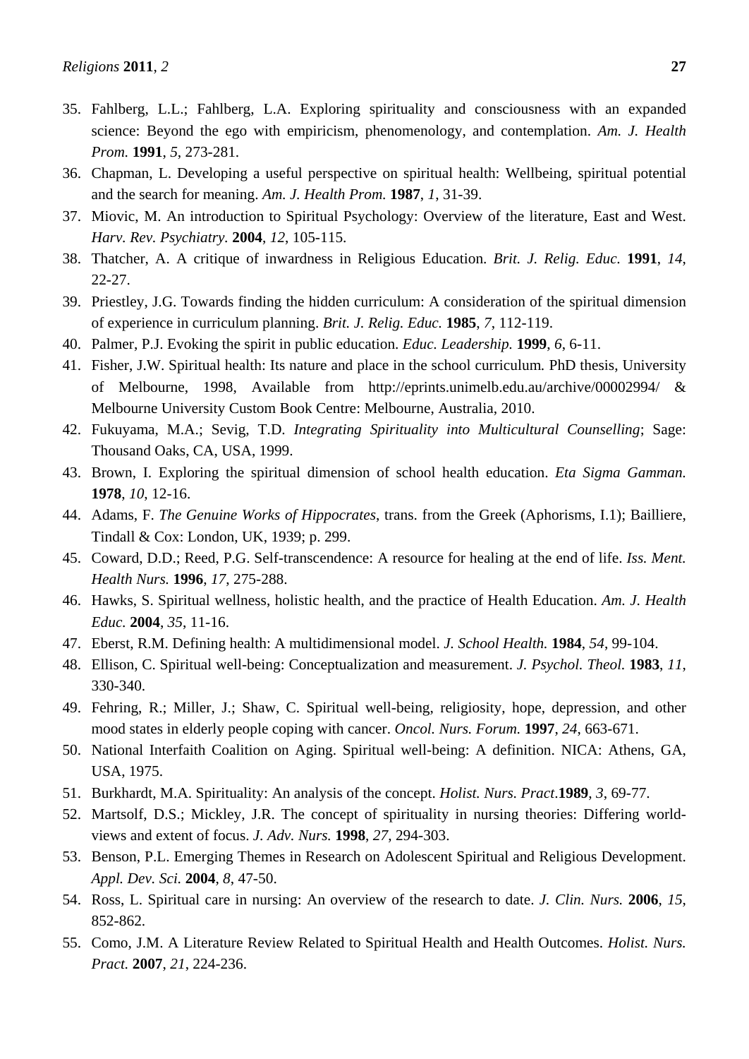35. Fahlberg, L.L.; Fahlberg, L.A. Exploring spirituality and consciousness with an expanded science: Beyond the ego with empiricism, phenomenology, and contemplation. *Am. J. Health Prom.* **1991**, *5*, 273-281.
36. Chapman, L. Developing a useful perspective on spiritual health: Wellbeing, spiritual potential and the search for meaning. *Am. J. Health Prom.* **1987**, *1*, 31-39.
37. Miovic, M. An introduction to Spiritual Psychology: Overview of the literature, East and West. *Harv. Rev. Psychiatry.* **2004**, *12*, 105-115.
38. Thatcher, A. A critique of inwardness in Religious Education. *Brit. J. Relig. Educ.* **1991**, *14*, 22-27.
39. Priestley, J.G. Towards finding the hidden curriculum: A consideration of the spiritual dimension of experience in curriculum planning. *Brit. J. Relig. Educ.* **1985**, *7*, 112-119.
40. Palmer, P.J. Evoking the spirit in public education. *Educ. Leadership.* **1999**, *6*, 6-11.
41. Fisher, J.W. Spiritual health: Its nature and place in the school curriculum. PhD thesis, University of Melbourne, 1998, Available from http://eprints.unimelb.edu.au/archive/00002994/ & Melbourne University Custom Book Centre: Melbourne, Australia, 2010.
42. Fukuyama, M.A.; Sevig, T.D. *Integrating Spirituality into Multicultural Counselling*; Sage: Thousand Oaks, CA, USA, 1999.
43. Brown, I. Exploring the spiritual dimension of school health education. *Eta Sigma Gamman.* **1978**, *10*, 12-16.
44. Adams, F. *The Genuine Works of Hippocrates*, trans. from the Greek (Aphorisms, I.1); Bailliere, Tindall & Cox: London, UK, 1939; p. 299.
45. Coward, D.D.; Reed, P.G. Self-transcendence: A resource for healing at the end of life. *Iss. Ment. Health Nurs.* **1996**, *17*, 275-288.
46. Hawks, S. Spiritual wellness, holistic health, and the practice of Health Education. *Am. J. Health Educ.* **2004**, *35*, 11-16.
47. Eberst, R.M. Defining health: A multidimensional model. *J. School Health.* **1984**, *54*, 99-104.
48. Ellison, C. Spiritual well-being: Conceptualization and measurement. *J. Psychol. Theol.* **1983**, *11*, 330-340.
49. Fehring, R.; Miller, J.; Shaw, C. Spiritual well-being, religiosity, hope, depression, and other mood states in elderly people coping with cancer. *Oncol. Nurs. Forum.* **1997**, *24*, 663-671.
50. National Interfaith Coalition on Aging. Spiritual well-being: A definition. NICA: Athens, GA, USA, 1975.
51. Burkhardt, M.A. Spirituality: An analysis of the concept. *Holist. Nurs. Pract*.**1989**, *3*, 69-77.
52. Martsolf, D.S.; Mickley, J.R. The concept of spirituality in nursing theories: Differing world-views and extent of focus. *J. Adv. Nurs.* **1998**, *27*, 294-303.
53. Benson, P.L. Emerging Themes in Research on Adolescent Spiritual and Religious Development. *Appl. Dev. Sci.* **2004**, *8*, 47-50.
54. Ross, L. Spiritual care in nursing: An overview of the research to date. *J. Clin. Nurs.* **2006**, *15*, 852-862.
55. Como, J.M. A Literature Review Related to Spiritual Health and Health Outcomes. *Holist. Nurs. Pract.* **2007**, *21*, 224-236.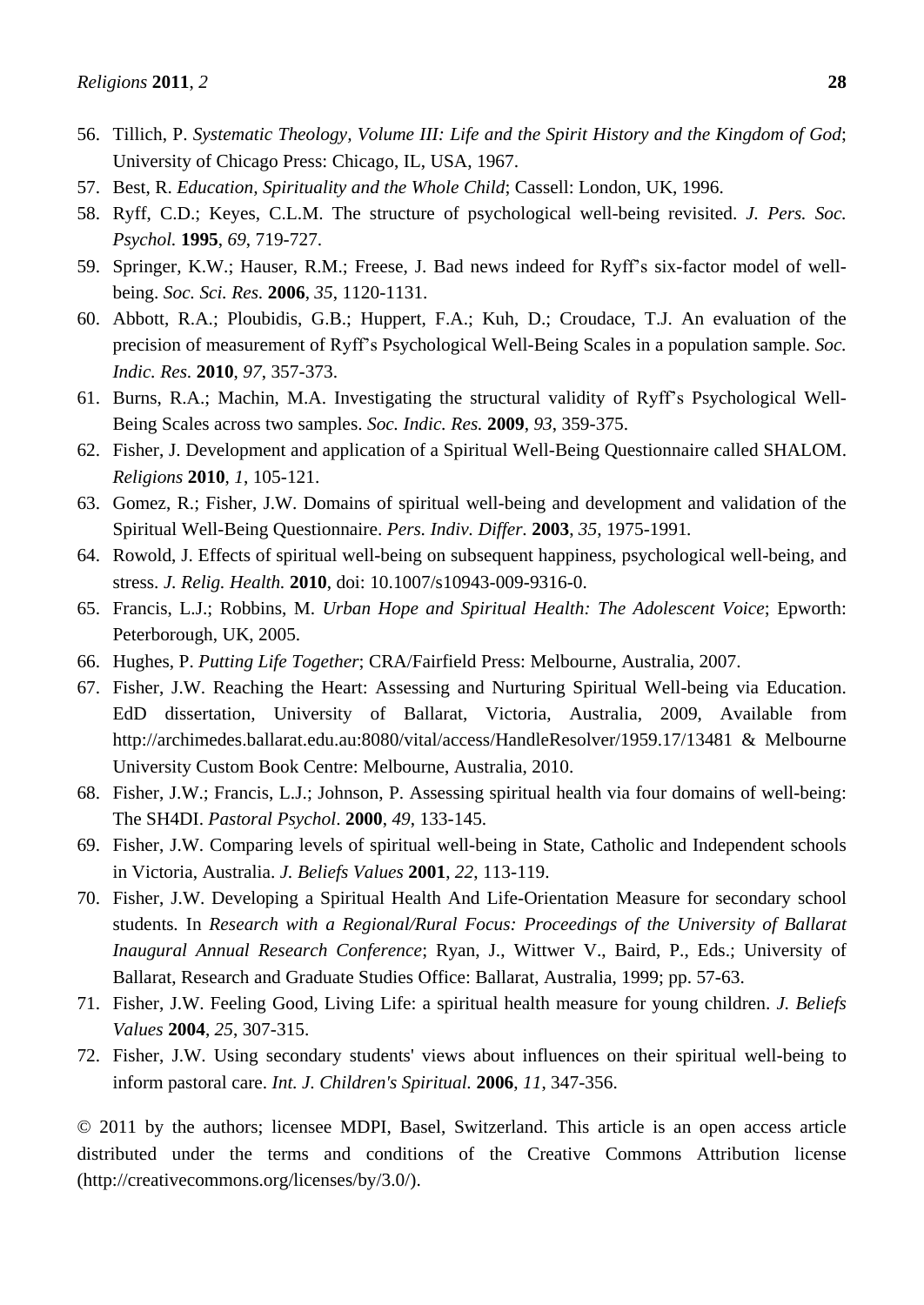56. Tillich, P. *Systematic Theology, Volume III: Life and the Spirit History and the Kingdom of God*; University of Chicago Press: Chicago, IL, USA, 1967.
57. Best, R. *Education, Spirituality and the Whole Child*; Cassell: London, UK, 1996.
58. Ryff, C.D.; Keyes, C.L.M. The structure of psychological well-being revisited. *J. Pers. Soc. Psychol.* **1995**, *69*, 719-727.
59. Springer, K.W.; Hauser, R.M.; Freese, J. Bad news indeed for Ryff's six-factor model of well-being. *Soc. Sci. Res.* **2006**, *35*, 1120-1131.
60. Abbott, R.A.; Ploubidis, G.B.; Huppert, F.A.; Kuh, D.; Croudace, T.J. An evaluation of the precision of measurement of Ryff's Psychological Well-Being Scales in a population sample. *Soc. Indic. Res.* **2010**, *97*, 357-373.
61. Burns, R.A.; Machin, M.A. Investigating the structural validity of Ryff's Psychological Well-Being Scales across two samples. *Soc. Indic. Res.* **2009**, *93*, 359-375.
62. Fisher, J. Development and application of a Spiritual Well-Being Questionnaire called SHALOM. *Religions* **2010**, *1*, 105-121.
63. Gomez, R.; Fisher, J.W. Domains of spiritual well-being and development and validation of the Spiritual Well-Being Questionnaire. *Pers. Indiv. Differ.* **2003**, *35*, 1975-1991.
64. Rowold, J. Effects of spiritual well-being on subsequent happiness, psychological well-being, and stress. *J. Relig. Health.* **2010**, doi: 10.1007/s10943-009-9316-0.
65. Francis, L.J.; Robbins, M. *Urban Hope and Spiritual Health: The Adolescent Voice*; Epworth: Peterborough, UK, 2005.
66. Hughes, P. *Putting Life Together*; CRA/Fairfield Press: Melbourne, Australia, 2007.
67. Fisher, J.W. Reaching the Heart: Assessing and Nurturing Spiritual Well-being via Education. EdD dissertation, University of Ballarat, Victoria, Australia, 2009, Available from http://archimedes.ballarat.edu.au:8080/vital/access/HandleResolver/1959.17/13481 & Melbourne University Custom Book Centre: Melbourne, Australia, 2010.
68. Fisher, J.W.; Francis, L.J.; Johnson, P. Assessing spiritual health via four domains of well-being: The SH4DI. *Pastoral Psychol.* **2000**, *49*, 133-145.
69. Fisher, J.W. Comparing levels of spiritual well-being in State, Catholic and Independent schools in Victoria, Australia. *J. Beliefs Values* **2001**, *22*, 113-119.
70. Fisher, J.W. Developing a Spiritual Health And Life-Orientation Measure for secondary school students. In *Research with a Regional/Rural Focus: Proceedings of the University of Ballarat Inaugural Annual Research Conference*; Ryan, J., Wittwer V., Baird, P., Eds.; University of Ballarat, Research and Graduate Studies Office: Ballarat, Australia, 1999; pp. 57-63.
71. Fisher, J.W. Feeling Good, Living Life: a spiritual health measure for young children. *J. Beliefs Values* **2004**, *25*, 307-315.
72. Fisher, J.W. Using secondary students' views about influences on their spiritual well-being to inform pastoral care. *Int. J. Children's Spiritual.* **2006**, *11*, 347-356.

© 2011 by the authors; licensee MDPI, Basel, Switzerland. This article is an open access article distributed under the terms and conditions of the Creative Commons Attribution license (http://creativecommons.org/licenses/by/3.0/).